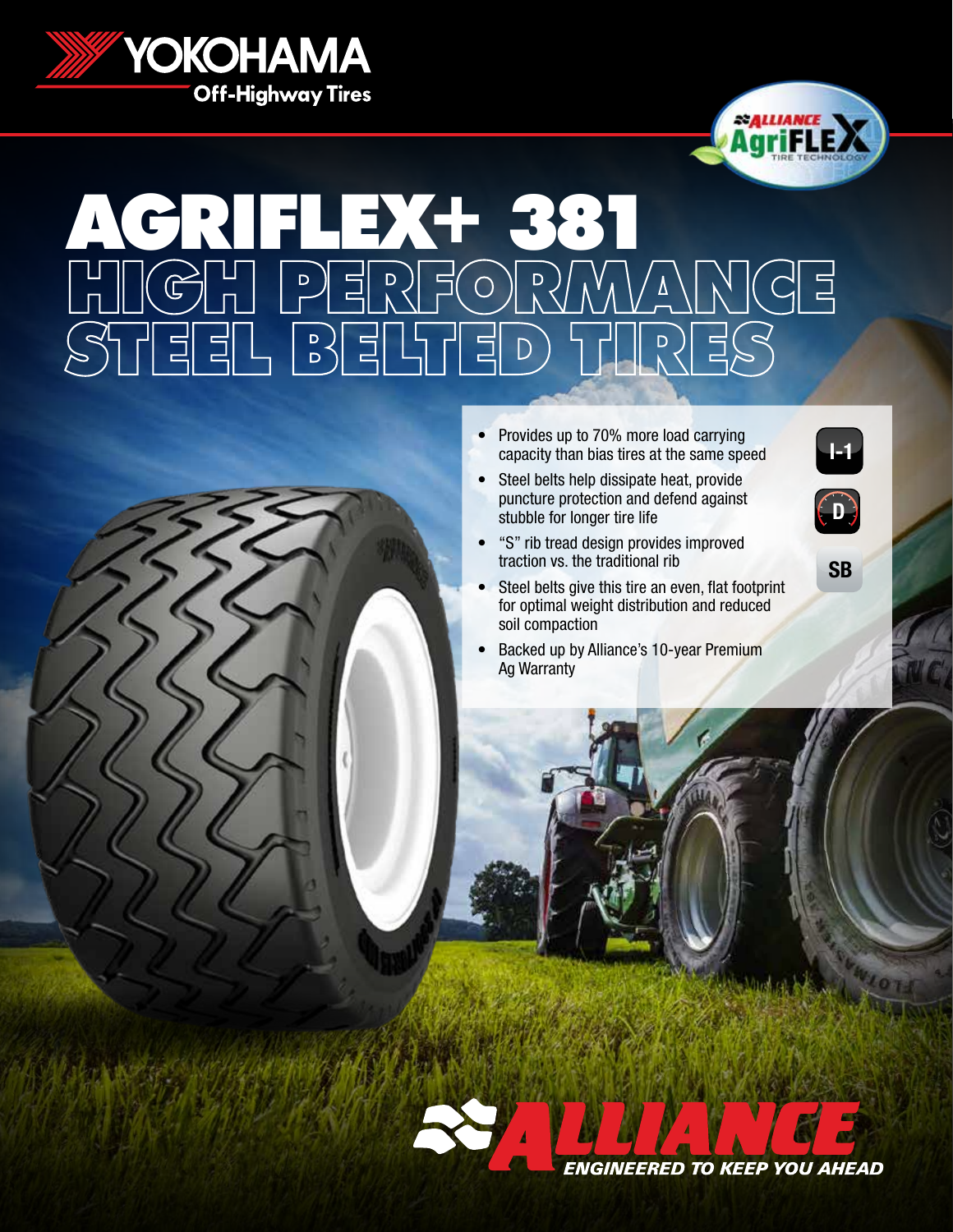YOKOHAMA
Off-Highway Tires

ALLIANCE AgriFLEX TIRE TECHNOLOGY

# AGRIFLEX+ 381
## HIGH PERFORMANCE STEEL BELTED TIRES

- Provides up to 70% more load carrying capacity than bias tires at the same speed
- Steel belts help dissipate heat, provide puncture protection and defend against stubble for longer tire life
- "S" rib tread design provides improved traction vs. the traditional rib
- Steel belts give this tire an even, flat footprint for optimal weight distribution and reduced soil compaction
- Backed up by Alliance's 10-year Premium Ag Warranty

I-1

D

SB

ALLIANCE
*ENGINEERED TO KEEP YOU AHEAD*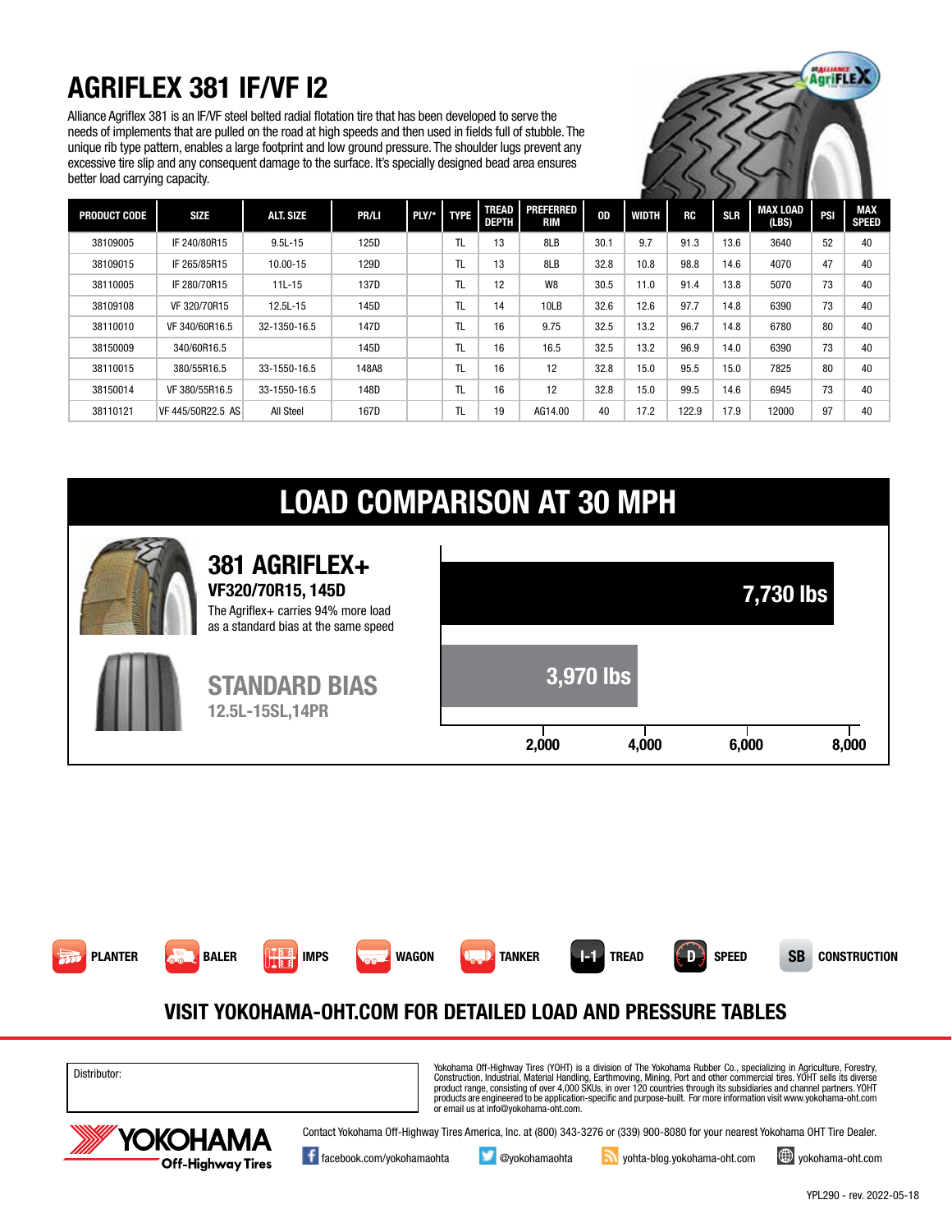# AGRIFLEX 381 IF/VF I2

Alliance Agriflex 381 is an IF/VF steel belted radial flotation tire that has been developed to serve the needs of implements that are pulled on the road at high speeds and then used in fields full of stubble. The unique rib type pattern, enables a large footprint and low ground pressure. The shoulder lugs prevent any excessive tire slip and any consequent damage to the surface. It's specially designed bead area ensures better load carrying capacity.

| PRODUCT CODE | SIZE | ALT. SIZE | PR/LI | PLY/* | TYPE | TREAD DEPTH | PREFERRED RIM | OD | WIDTH | RC | SLR | MAX LOAD (LBS) | PSI | MAX SPEED |
|---|---|---|---|---|---|---|---|---|---|---|---|---|---|---|
| 38109005 | IF 240/80R15 | 9.5L-15 | 125D | | TL | 13 | 8LB | 30.1 | 9.7 | 91.3 | 13.6 | 3640 | 52 | 40 |
| 38109015 | IF 265/85R15 | 10.00-15 | 129D | | TL | 13 | 8LB | 32.8 | 10.8 | 98.8 | 14.6 | 4070 | 47 | 40 |
| 38110005 | IF 280/70R15 | 11L-15 | 137D | | TL | 12 | W8 | 30.5 | 11.0 | 91.4 | 13.8 | 5070 | 73 | 40 |
| 38109108 | VF 320/70R15 | 12.5L-15 | 145D | | TL | 14 | 10LB | 32.6 | 12.6 | 97.7 | 14.8 | 6390 | 73 | 40 |
| 38110010 | VF 340/60R16.5 | 32-1350-16.5 | 147D | | TL | 16 | 9.75 | 32.5 | 13.2 | 96.7 | 14.8 | 6780 | 80 | 40 |
| 38150009 | 340/60R16.5 | | 145D | | TL | 16 | 16.5 | 32.5 | 13.2 | 96.9 | 14.0 | 6390 | 73 | 40 |
| 38110015 | 380/55R16.5 | 33-1550-16.5 | 148A8 | | TL | 16 | 12 | 32.8 | 15.0 | 95.5 | 15.0 | 7825 | 80 | 40 |
| 38150014 | VF 380/55R16.5 | 33-1550-16.5 | 148D | | TL | 16 | 12 | 32.8 | 15.0 | 99.5 | 14.6 | 6945 | 73 | 40 |
| 38110121 | VF 445/50R22.5 AS | All Steel | 167D | | TL | 19 | AG14.00 | 40 | 17.2 | 122.9 | 17.9 | 12000 | 97 | 40 |

## LOAD COMPARISON AT 30 MPH

**381 AGRIFLEX+**
**VF320/70R15, 145D**
The Agriflex+ carries 94% more load as a standard bias at the same speed

**STANDARD BIAS**
12.5L-15SL,14PR

7,730 lbs
3,970 lbs
2,000
4,000
6,000
8,000

PLANTER · BALER · IMPS · WAGON · TANKER · I-1 TREAD · D SPEED · SB CONSTRUCTION

## VISIT YOKOHAMA-OHT.COM FOR DETAILED LOAD AND PRESSURE TABLES

Distributor:

Yokohama Off-Highway Tires (YOHT) is a division of The Yokohama Rubber Co., specializing in Agriculture, Forestry, Construction, Industrial, Material Handling, Earthmoving, Mining, Port and other commercial tires. YOHT sells its diverse product range, consisting of over 4,000 SKUs, in over 120 countries through its subsidiaries and channel partners. YOHT products are engineered to be application-specific and purpose-built. For more information visit www.yokohama-oht.com or email us at info@yokohama-oht.com.

YOKOHAMA Off-Highway Tires

Contact Yokohama Off-Highway Tires America, Inc. at (800) 343-3276 or (339) 900-8080 for your nearest Yokohama OHT Tire Dealer.

facebook.com/yokohamaohta · @yokohamaohta · yohta-blog.yokohama-oht.com · yokohama-oht.com

YPL290 - rev. 2022-05-18